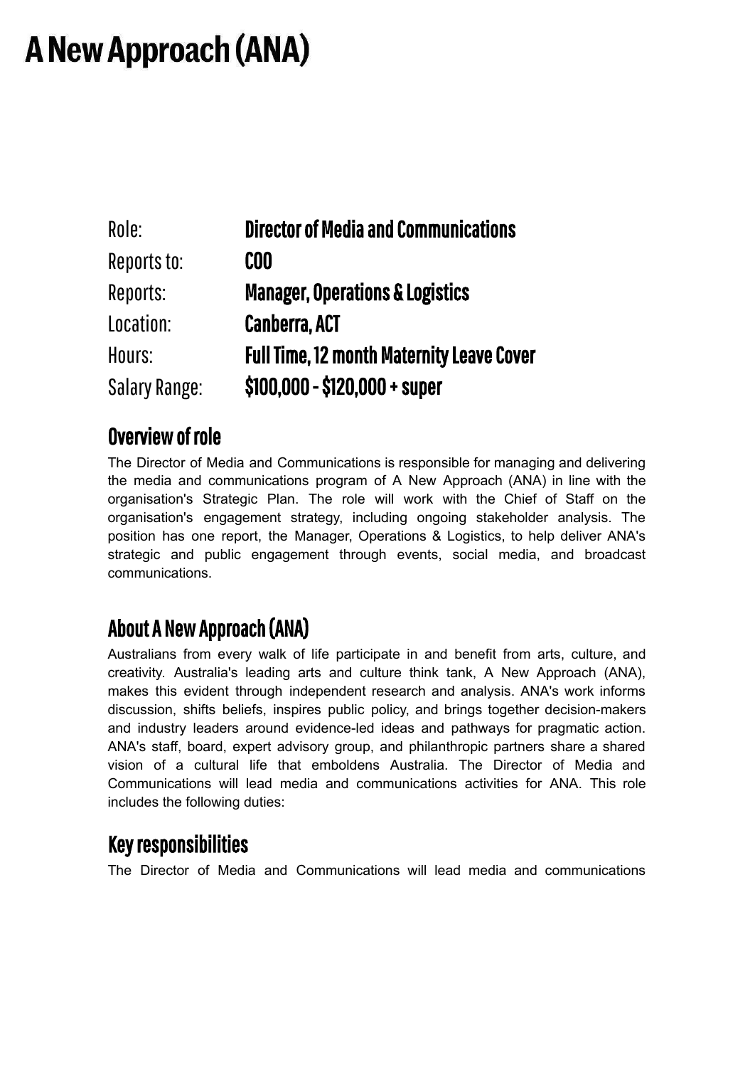# A New Approach (ANA)

| | |
|---|---|
| Role: | **Director of Media and Communications** |
| Reports to: | **COO** |
| Reports: | **Manager, Operations & Logistics** |
| Location: | **Canberra, ACT** |
| Hours: | **Full Time, 12 month Maternity Leave Cover** |
| Salary Range: | **$100,000 - $120,000 + super** |

## Overview of role

The Director of Media and Communications is responsible for managing and delivering the media and communications program of A New Approach (ANA) in line with the organisation's Strategic Plan. The role will work with the Chief of Staff on the organisation's engagement strategy, including ongoing stakeholder analysis. The position has one report, the Manager, Operations & Logistics, to help deliver ANA's strategic and public engagement through events, social media, and broadcast communications.

## About A New Approach (ANA)

Australians from every walk of life participate in and benefit from arts, culture, and creativity. Australia's leading arts and culture think tank, A New Approach (ANA), makes this evident through independent research and analysis. ANA's work informs discussion, shifts beliefs, inspires public policy, and brings together decision-makers and industry leaders around evidence-led ideas and pathways for pragmatic action. ANA's staff, board, expert advisory group, and philanthropic partners share a shared vision of a cultural life that emboldens Australia. The Director of Media and Communications will lead media and communications activities for ANA. This role includes the following duties:

## Key responsibilities

The Director of Media and Communications will lead media and communications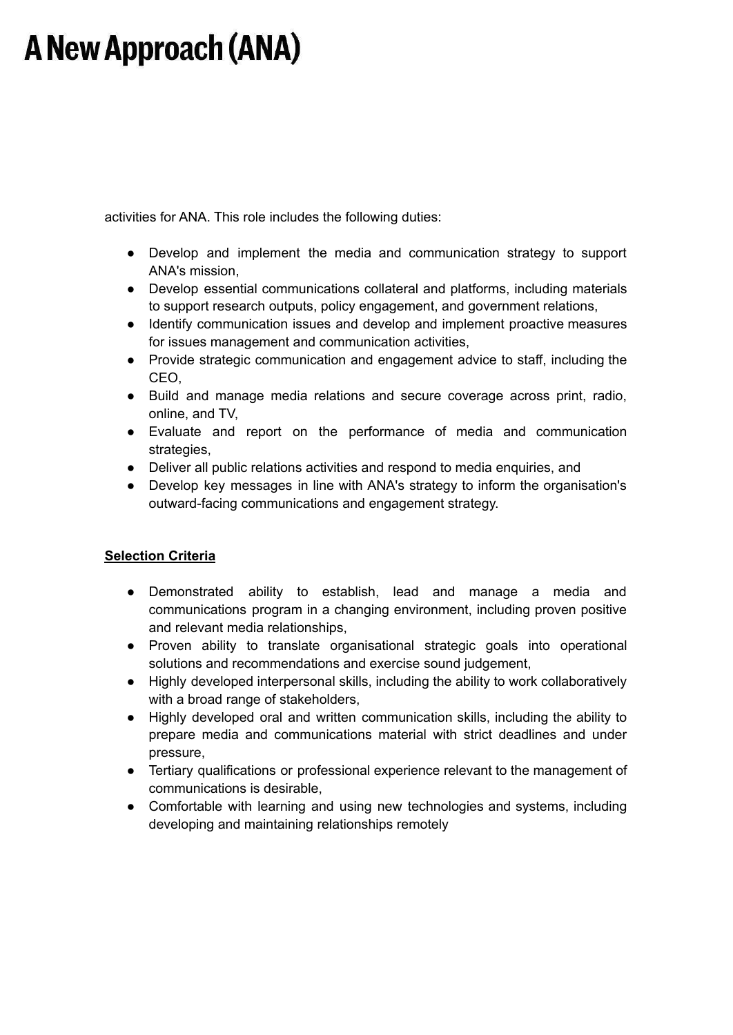activities for ANA. This role includes the following duties:

- Develop and implement the media and communication strategy to support ANA's mission,
- Develop essential communications collateral and platforms, including materials to support research outputs, policy engagement, and government relations,
- Identify communication issues and develop and implement proactive measures for issues management and communication activities,
- Provide strategic communication and engagement advice to staff, including the CEO,
- Build and manage media relations and secure coverage across print, radio, online, and TV,
- Evaluate and report on the performance of media and communication strategies,
- Deliver all public relations activities and respond to media enquiries, and
- Develop key messages in line with ANA's strategy to inform the organisation's outward-facing communications and engagement strategy.

**Selection Criteria**

- Demonstrated ability to establish, lead and manage a media and communications program in a changing environment, including proven positive and relevant media relationships,
- Proven ability to translate organisational strategic goals into operational solutions and recommendations and exercise sound judgement,
- Highly developed interpersonal skills, including the ability to work collaboratively with a broad range of stakeholders,
- Highly developed oral and written communication skills, including the ability to prepare media and communications material with strict deadlines and under pressure,
- Tertiary qualifications or professional experience relevant to the management of communications is desirable,
- Comfortable with learning and using new technologies and systems, including developing and maintaining relationships remotely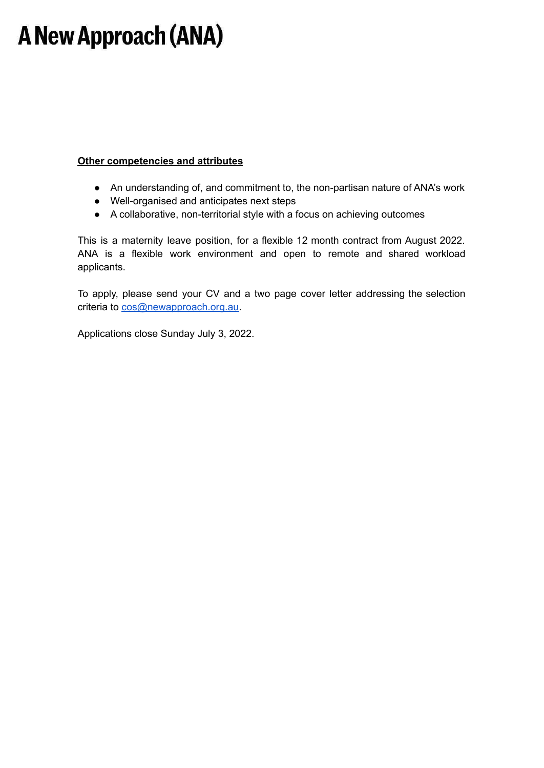**Other competencies and attributes**

- An understanding of, and commitment to, the non-partisan nature of ANA's work
- Well-organised and anticipates next steps
- A collaborative, non-territorial style with a focus on achieving outcomes

This is a maternity leave position, for a flexible 12 month contract from August 2022. ANA is a flexible work environment and open to remote and shared workload applicants.

To apply, please send your CV and a two page cover letter addressing the selection criteria to cos@newapproach.org.au.

Applications close Sunday July 3, 2022.